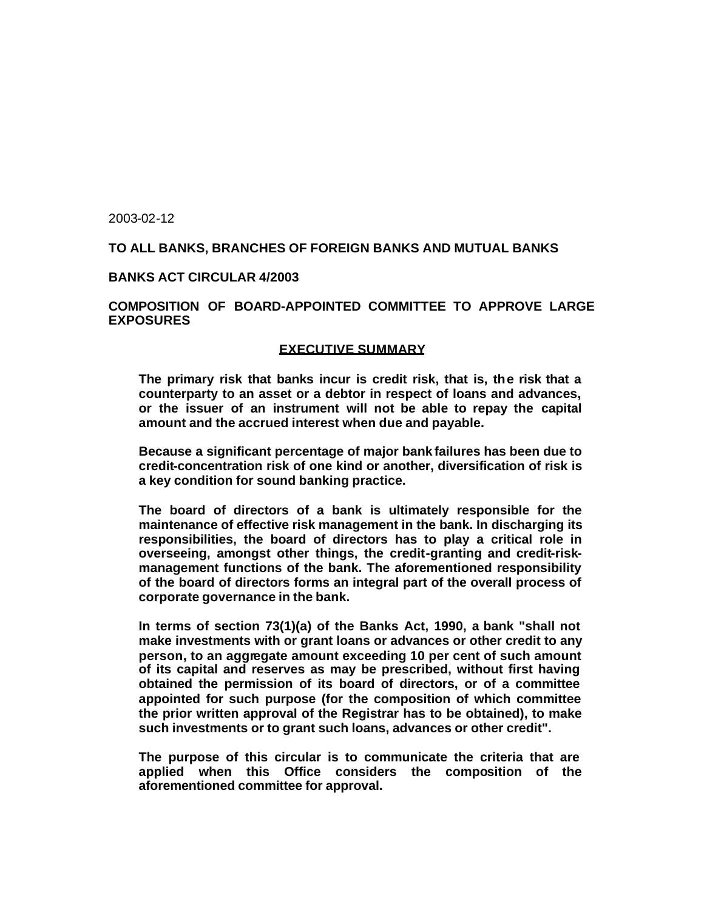2003-02-12

**TO ALL BANKS, BRANCHES OF FOREIGN BANKS AND MUTUAL BANKS**

**BANKS ACT CIRCULAR 4/2003**

**COMPOSITION OF BOARD-APPOINTED COMMITTEE TO APPROVE LARGE EXPOSURES**

## EXECUTIVE SUMMARY

**The primary risk that banks incur is credit risk, that is, the risk that a counterparty to an asset or a debtor in respect of loans and advances, or the issuer of an instrument will not be able to repay the capital amount and the accrued interest when due and payable.**

**Because a significant percentage of major bank failures has been due to credit-concentration risk of one kind or another, diversification of risk is a key condition for sound banking practice.**

**The board of directors of a bank is ultimately responsible for the maintenance of effective risk management in the bank. In discharging its responsibilities, the board of directors has to play a critical role in overseeing, amongst other things, the credit-granting and credit-risk-management functions of the bank. The aforementioned responsibility of the board of directors forms an integral part of the overall process of corporate governance in the bank.**

**In terms of section 73(1)(a) of the Banks Act, 1990, a bank "shall not make investments with or grant loans or advances or other credit to any person, to an aggregate amount exceeding 10 per cent of such amount of its capital and reserves as may be prescribed, without first having obtained the permission of its board of directors, or of a committee appointed for such purpose (for the composition of which committee the prior written approval of the Registrar has to be obtained), to make such investments or to grant such loans, advances or other credit".**

**The purpose of this circular is to communicate the criteria that are applied when this Office considers the composition of the aforementioned committee for approval.**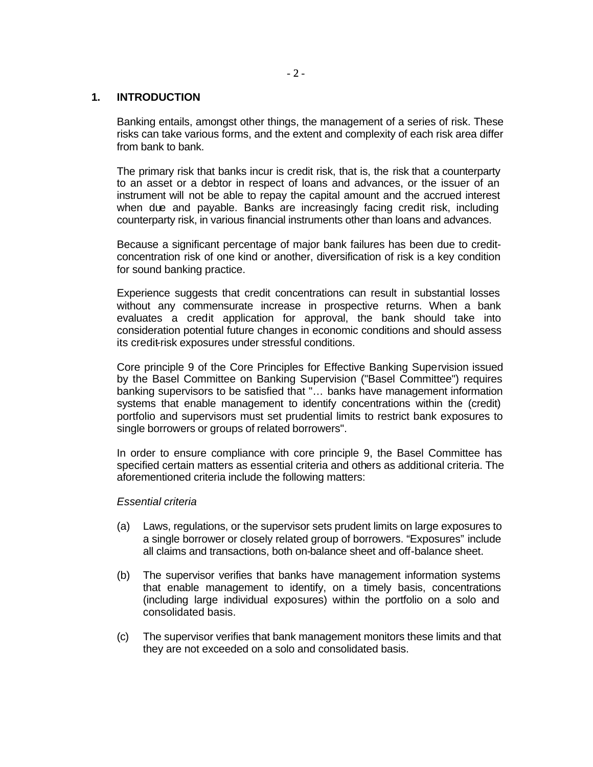## 1. INTRODUCTION

Banking entails, amongst other things, the management of a series of risk. These risks can take various forms, and the extent and complexity of each risk area differ from bank to bank.

The primary risk that banks incur is credit risk, that is, the risk that a counterparty to an asset or a debtor in respect of loans and advances, or the issuer of an instrument will not be able to repay the capital amount and the accrued interest when due and payable. Banks are increasingly facing credit risk, including counterparty risk, in various financial instruments other than loans and advances.

Because a significant percentage of major bank failures has been due to credit-concentration risk of one kind or another, diversification of risk is a key condition for sound banking practice.

Experience suggests that credit concentrations can result in substantial losses without any commensurate increase in prospective returns. When a bank evaluates a credit application for approval, the bank should take into consideration potential future changes in economic conditions and should assess its credit-risk exposures under stressful conditions.

Core principle 9 of the Core Principles for Effective Banking Supervision issued by the Basel Committee on Banking Supervision ("Basel Committee") requires banking supervisors to be satisfied that "… banks have management information systems that enable management to identify concentrations within the (credit) portfolio and supervisors must set prudential limits to restrict bank exposures to single borrowers or groups of related borrowers".

In order to ensure compliance with core principle 9, the Basel Committee has specified certain matters as essential criteria and others as additional criteria. The aforementioned criteria include the following matters:

*Essential criteria*

(a) Laws, regulations, or the supervisor sets prudent limits on large exposures to a single borrower or closely related group of borrowers. "Exposures" include all claims and transactions, both on-balance sheet and off-balance sheet.

(b) The supervisor verifies that banks have management information systems that enable management to identify, on a timely basis, concentrations (including large individual exposures) within the portfolio on a solo and consolidated basis.

(c) The supervisor verifies that bank management monitors these limits and that they are not exceeded on a solo and consolidated basis.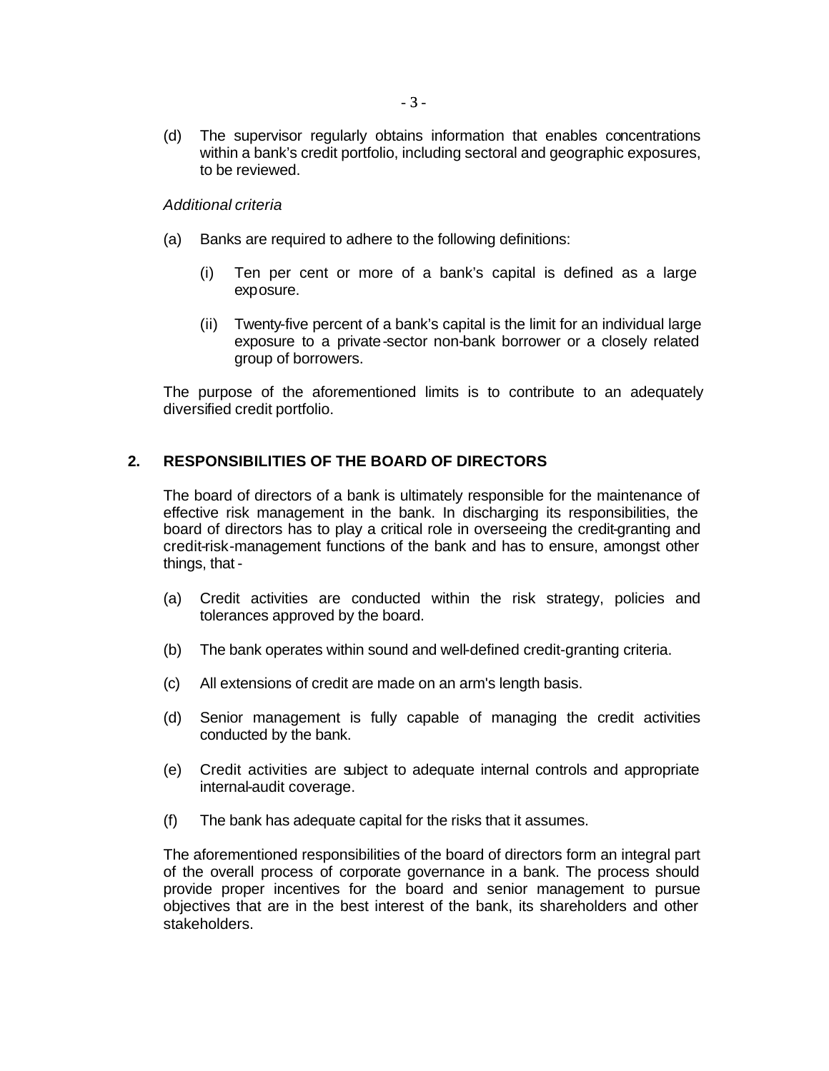(d) The supervisor regularly obtains information that enables concentrations within a bank's credit portfolio, including sectoral and geographic exposures, to be reviewed.

*Additional criteria*

(a) Banks are required to adhere to the following definitions:

   (i) Ten per cent or more of a bank's capital is defined as a large exposure.

   (ii) Twenty-five percent of a bank's capital is the limit for an individual large exposure to a private-sector non-bank borrower or a closely related group of borrowers.

The purpose of the aforementioned limits is to contribute to an adequately diversified credit portfolio.

## 2. RESPONSIBILITIES OF THE BOARD OF DIRECTORS

The board of directors of a bank is ultimately responsible for the maintenance of effective risk management in the bank. In discharging its responsibilities, the board of directors has to play a critical role in overseeing the credit-granting and credit-risk-management functions of the bank and has to ensure, amongst other things, that -

(a) Credit activities are conducted within the risk strategy, policies and tolerances approved by the board.

(b) The bank operates within sound and well-defined credit-granting criteria.

(c) All extensions of credit are made on an arm's length basis.

(d) Senior management is fully capable of managing the credit activities conducted by the bank.

(e) Credit activities are subject to adequate internal controls and appropriate internal-audit coverage.

(f) The bank has adequate capital for the risks that it assumes.

The aforementioned responsibilities of the board of directors form an integral part of the overall process of corporate governance in a bank. The process should provide proper incentives for the board and senior management to pursue objectives that are in the best interest of the bank, its shareholders and other stakeholders.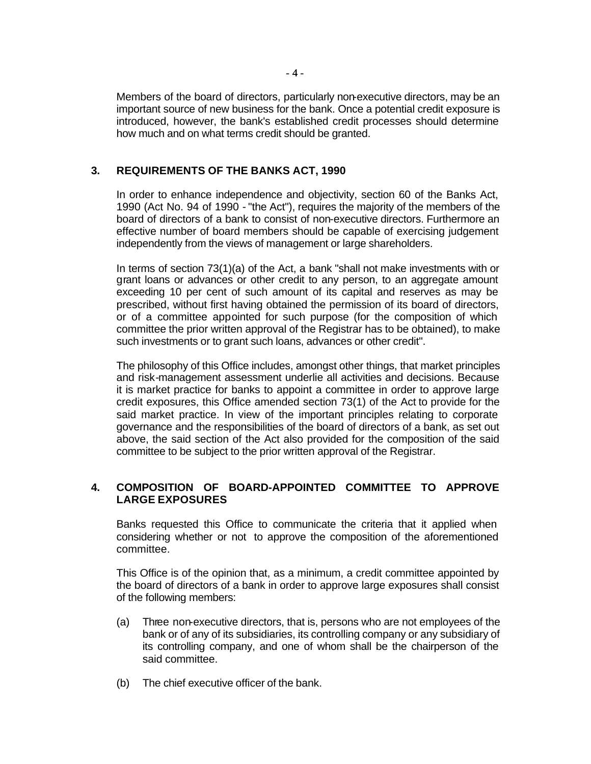Members of the board of directors, particularly non-executive directors, may be an important source of new business for the bank. Once a potential credit exposure is introduced, however, the bank's established credit processes should determine how much and on what terms credit should be granted.

## 3. REQUIREMENTS OF THE BANKS ACT, 1990

In order to enhance independence and objectivity, section 60 of the Banks Act, 1990 (Act No. 94 of 1990 - "the Act"), requires the majority of the members of the board of directors of a bank to consist of non-executive directors. Furthermore an effective number of board members should be capable of exercising judgement independently from the views of management or large shareholders.

In terms of section 73(1)(a) of the Act, a bank "shall not make investments with or grant loans or advances or other credit to any person, to an aggregate amount exceeding 10 per cent of such amount of its capital and reserves as may be prescribed, without first having obtained the permission of its board of directors, or of a committee appointed for such purpose (for the composition of which committee the prior written approval of the Registrar has to be obtained), to make such investments or to grant such loans, advances or other credit".

The philosophy of this Office includes, amongst other things, that market principles and risk-management assessment underlie all activities and decisions. Because it is market practice for banks to appoint a committee in order to approve large credit exposures, this Office amended section 73(1) of the Act to provide for the said market practice. In view of the important principles relating to corporate governance and the responsibilities of the board of directors of a bank, as set out above, the said section of the Act also provided for the composition of the said committee to be subject to the prior written approval of the Registrar.

## 4. COMPOSITION OF BOARD-APPOINTED COMMITTEE TO APPROVE LARGE EXPOSURES

Banks requested this Office to communicate the criteria that it applied when considering whether or not to approve the composition of the aforementioned committee.

This Office is of the opinion that, as a minimum, a credit committee appointed by the board of directors of a bank in order to approve large exposures shall consist of the following members:

(a) Three non-executive directors, that is, persons who are not employees of the bank or of any of its subsidiaries, its controlling company or any subsidiary of its controlling company, and one of whom shall be the chairperson of the said committee.

(b) The chief executive officer of the bank.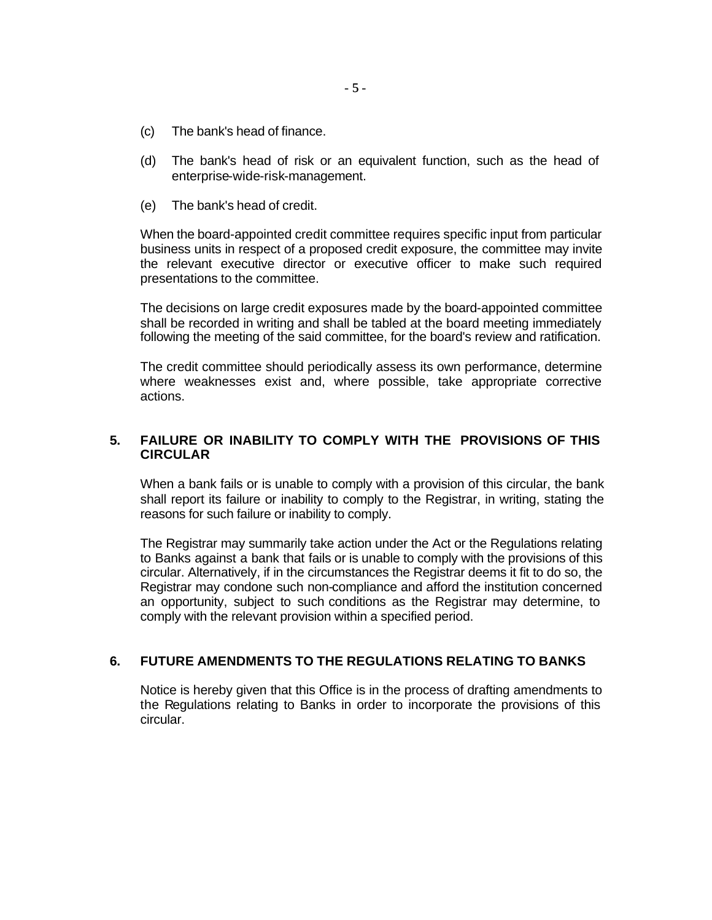(c) The bank's head of finance.

(d) The bank's head of risk or an equivalent function, such as the head of enterprise-wide-risk-management.

(e) The bank's head of credit.

When the board-appointed credit committee requires specific input from particular business units in respect of a proposed credit exposure, the committee may invite the relevant executive director or executive officer to make such required presentations to the committee.

The decisions on large credit exposures made by the board-appointed committee shall be recorded in writing and shall be tabled at the board meeting immediately following the meeting of the said committee, for the board's review and ratification.

The credit committee should periodically assess its own performance, determine where weaknesses exist and, where possible, take appropriate corrective actions.

## 5. FAILURE OR INABILITY TO COMPLY WITH THE PROVISIONS OF THIS CIRCULAR

When a bank fails or is unable to comply with a provision of this circular, the bank shall report its failure or inability to comply to the Registrar, in writing, stating the reasons for such failure or inability to comply.

The Registrar may summarily take action under the Act or the Regulations relating to Banks against a bank that fails or is unable to comply with the provisions of this circular. Alternatively, if in the circumstances the Registrar deems it fit to do so, the Registrar may condone such non-compliance and afford the institution concerned an opportunity, subject to such conditions as the Registrar may determine, to comply with the relevant provision within a specified period.

## 6. FUTURE AMENDMENTS TO THE REGULATIONS RELATING TO BANKS

Notice is hereby given that this Office is in the process of drafting amendments to the Regulations relating to Banks in order to incorporate the provisions of this circular.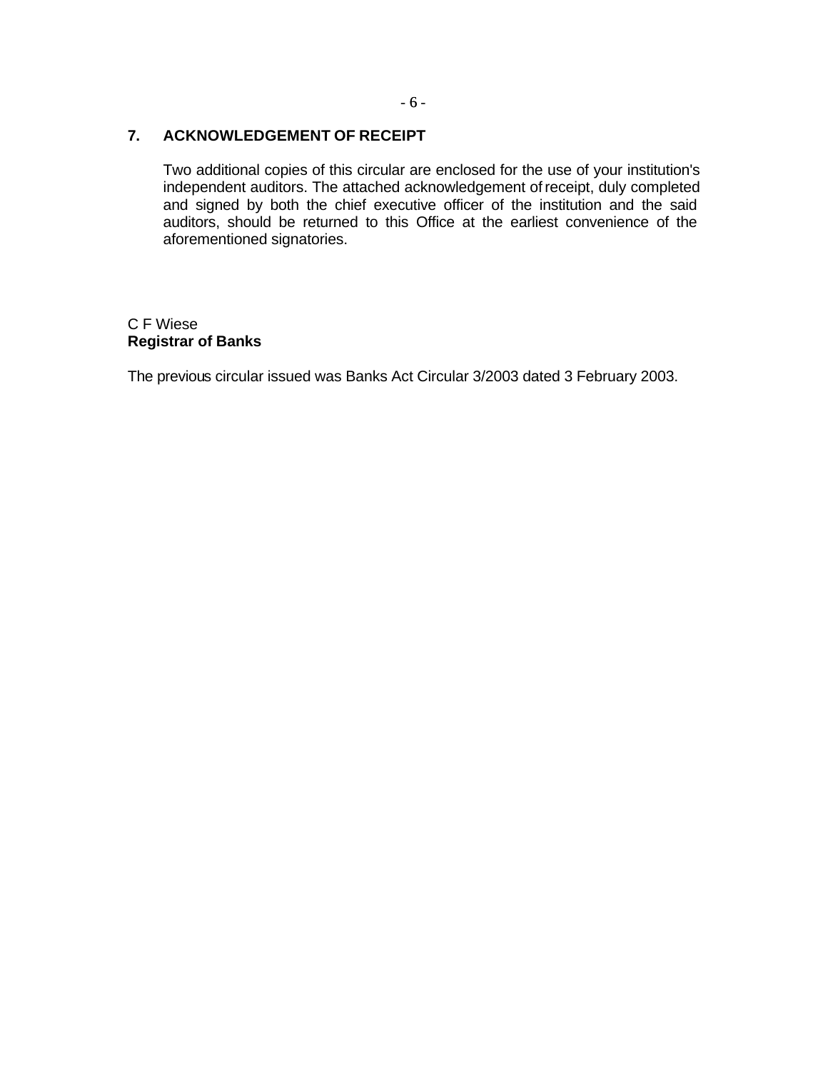## 7. ACKNOWLEDGEMENT OF RECEIPT

Two additional copies of this circular are enclosed for the use of your institution's independent auditors. The attached acknowledgement of receipt, duly completed and signed by both the chief executive officer of the institution and the said auditors, should be returned to this Office at the earliest convenience of the aforementioned signatories.

C F Wiese
**Registrar of Banks**

The previous circular issued was Banks Act Circular 3/2003 dated 3 February 2003.